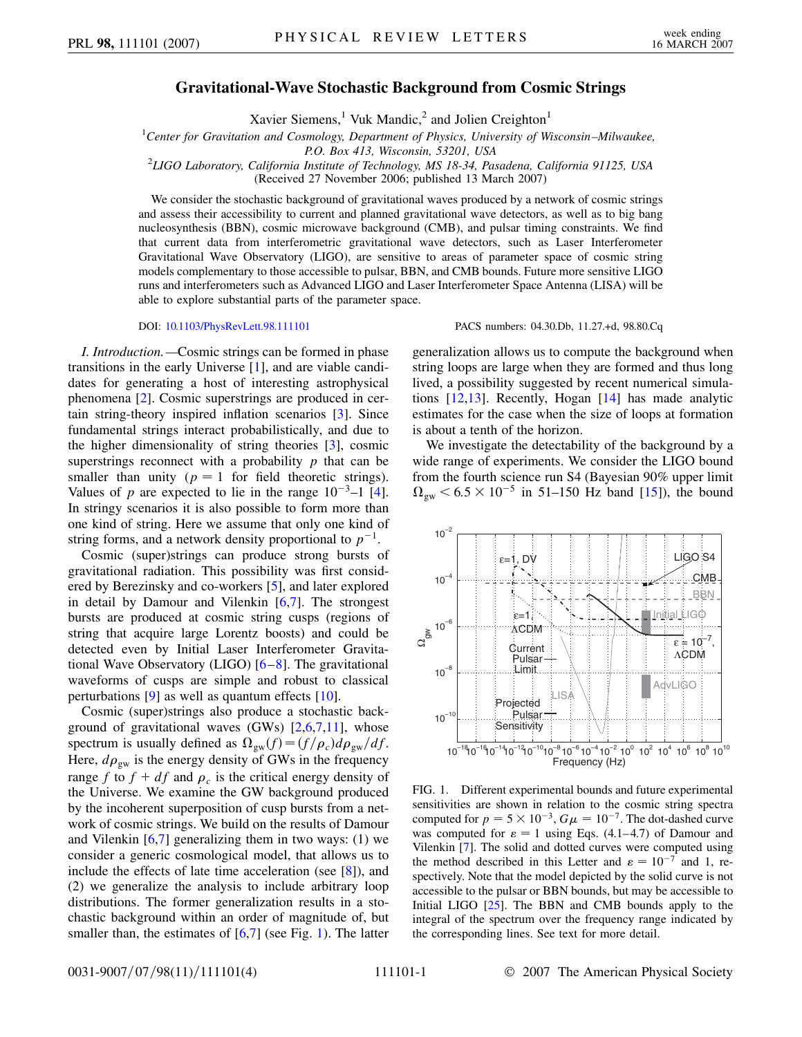# Gravitational-Wave Stochastic Background from Cosmic Strings

Xavier Siemens,[1] Vuk Mandic,[2] and Jolien Creighton[1]

[1]*Center for Gravitation and Cosmology, Department of Physics, University of Wisconsin–Milwaukee, P.O. Box 413, Wisconsin, 53201, USA*

[2]*LIGO Laboratory, California Institute of Technology, MS 18-34, Pasadena, California 91125, USA*

(Received 27 November 2006; published 13 March 2007)

We consider the stochastic background of gravitational waves produced by a network of cosmic strings and assess their accessibility to current and planned gravitational wave detectors, as well as to big bang nucleosynthesis (BBN), cosmic microwave background (CMB), and pulsar timing constraints. We find that current data from interferometric gravitational wave detectors, such as Laser Interferometer Gravitational Wave Observatory (LIGO), are sensitive to areas of parameter space of cosmic string models complementary to those accessible to pulsar, BBN, and CMB bounds. Future more sensitive LIGO runs and interferometers such as Advanced LIGO and Laser Interferometer Space Antenna (LISA) will be able to explore substantial parts of the parameter space.

DOI: 10.1103/PhysRevLett.98.111101 PACS numbers: 04.30.Db, 11.27.+d, 98.80.Cq

*I. Introduction.*—Cosmic strings can be formed in phase transitions in the early Universe [1], and are viable candidates for generating a host of interesting astrophysical phenomena [2]. Cosmic superstrings are produced in certain string-theory inspired inflation scenarios [3]. Since fundamental strings interact probabilistically, and due to the higher dimensionality of string theories [3], cosmic superstrings reconnect with a probability $p$ that can be smaller than unity ($p = 1$ for field theoretic strings). Values of $p$ are expected to lie in the range $10^{-3}$–1 [4]. In stringy scenarios it is also possible to form more than one kind of string. Here we assume that only one kind of string forms, and a network density proportional to $p^{-1}$.

Cosmic (super)strings can produce strong bursts of gravitational radiation. This possibility was first considered by Berezinsky and co-workers [5], and later explored in detail by Damour and Vilenkin [6,7]. The strongest bursts are produced at cosmic string cusps (regions of string that acquire large Lorentz boosts) and could be detected even by Initial Laser Interferometer Gravitational Wave Observatory (LIGO) [6–8]. The gravitational waveforms of cusps are simple and robust to classical perturbations [9] as well as quantum effects [10].

Cosmic (super)strings also produce a stochastic background of gravitational waves (GWs) [2,6,7,11], whose spectrum is usually defined as $\Omega_{\rm gw}(f) = (f/\rho_c) d\rho_{\rm gw}/df$. Here, $d\rho_{\rm gw}$ is the energy density of GWs in the frequency range $f$ to $f + df$ and $\rho_c$ is the critical energy density of the Universe. We examine the GW background produced by the incoherent superposition of cusp bursts from a network of cosmic strings. We build on the results of Damour and Vilenkin [6,7] generalizing them in two ways: (1) we consider a generic cosmological model, that allows us to include the effects of late time acceleration (see [8]), and (2) we generalize the analysis to include arbitrary loop distributions. The former generalization results in a stochastic background within an order of magnitude of, but smaller than, the estimates of [6,7] (see Fig. 1). The latter generalization allows us to compute the background when string loops are large when they are formed and thus long lived, a possibility suggested by recent numerical simulations [12,13]. Recently, Hogan [14] has made analytic estimates for the case when the size of loops at formation is about a tenth of the horizon.

We investigate the detectability of the background by a wide range of experiments. We consider the LIGO bound from the fourth science run S4 (Bayesian 90% upper limit $\Omega_{\rm gw} < 6.5 \times 10^{-5}$ in 51–150 Hz band [15]), the bound

FIG. 1. Different experimental bounds and future experimental sensitivities are shown in relation to the cosmic string spectra computed for $p = 5 \times 10^{-3}$, $G\mu = 10^{-7}$. The dot-dashed curve was computed for $\varepsilon = 1$ using Eqs. (4.1–4.7) of Damour and Vilenkin [7]. The solid and dotted curves were computed using the method described in this Letter and $\varepsilon = 10^{-7}$ and 1, respectively. Note that the model depicted by the solid curve is not accessible to the pulsar or BBN bounds, but may be accessible to Initial LIGO [25]. The BBN and CMB bounds apply to the integral of the spectrum over the frequency range indicated by the corresponding lines. See text for more detail.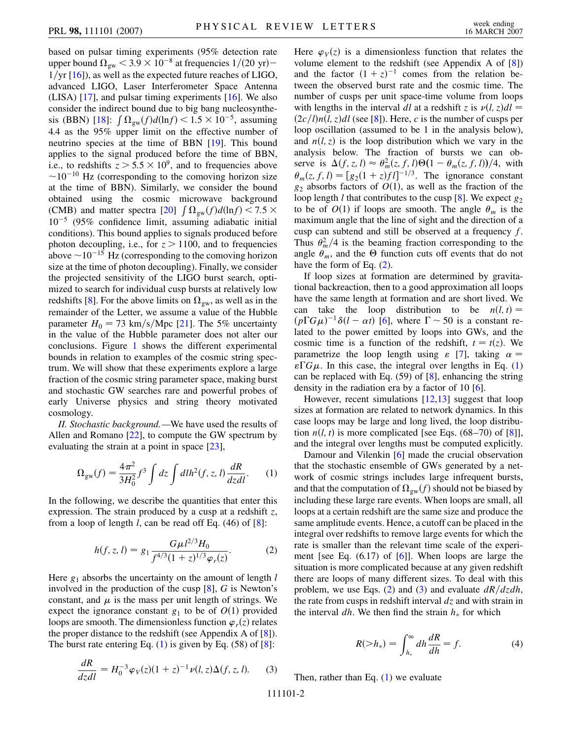based on pulsar timing experiments (95% detection rate upper bound $\Omega_{\rm gw} < 3.9 \times 10^{-8}$ at frequencies $1/(20\ {\rm yr})$–$1/{\rm yr}$ [16]), as well as the expected future reaches of LIGO, advanced LIGO, Laser Interferometer Space Antenna (LISA) [17], and pulsar timing experiments [16]. We also consider the indirect bound due to big bang nucleosynthesis (BBN) [18]: $\int \Omega_{\rm gw}(f) d(\ln f) < 1.5 \times 10^{-5}$, assuming 4.4 as the 95% upper limit on the effective number of neutrino species at the time of BBN [19]. This bound applies to the signal produced before the time of BBN, i.e., to redshifts $z > 5.5 \times 10^{9}$, and to frequencies above $\sim 10^{-10}$ Hz (corresponding to the comoving horizon size at the time of BBN). Similarly, we consider the bound obtained using the cosmic microwave background (CMB) and matter spectra [20] $\int \Omega_{\rm gw}(f) d(\ln f) < 7.5 \times 10^{-5}$ (95% confidence limit, assuming adiabatic initial conditions). This bound applies to signals produced before photon decoupling, i.e., for $z > 1100$, and to frequencies above $\sim 10^{-15}$ Hz (corresponding to the comoving horizon size at the time of photon decoupling). Finally, we consider the projected sensitivity of the LIGO burst search, optimized to search for individual cusp bursts at relatively low redshifts [8]. For the above limits on $\Omega_{\rm gw}$, as well as in the remainder of the Letter, we assume a value of the Hubble parameter $H_0 = 73$ km/s/Mpc [21]. The 5% uncertainty in the value of the Hubble parameter does not alter our conclusions. Figure 1 shows the different experimental bounds in relation to examples of the cosmic string spectrum. We will show that these experiments explore a large fraction of the cosmic string parameter space, making burst and stochastic GW searches rare and powerful probes of early Universe physics and string theory motivated cosmology.

*II. Stochastic background.*—We have used the results of Allen and Romano [22], to compute the GW spectrum by evaluating the strain at a point in space [23],

$$\Omega_{\rm gw}(f) = \frac{4\pi^2}{3H_0^2} f^3 \int dz \int dl h^2(f, z, l) \frac{dR}{dzdl}. \qquad (1)$$

In the following, we describe the quantities that enter this expression. The strain produced by a cusp at a redshift $z$, from a loop of length $l$, can be read off Eq. (46) of [8]:

$$h(f, z, l) = g_1 \frac{G\mu l^{2/3} H_0}{f^{4/3}(1+z)^{1/3}\varphi_r(z)}. \qquad (2)$$

Here $g_1$ absorbs the uncertainty on the amount of length $l$ involved in the production of the cusp [8], $G$ is Newton's constant, and $\mu$ is the mass per unit length of strings. We expect the ignorance constant $g_1$ to be of $O(1)$ provided loops are smooth. The dimensionless function $\varphi_r(z)$ relates the proper distance to the redshift (see Appendix A of [8]). The burst rate entering Eq. (1) is given by Eq. (58) of [8]:

$$\frac{dR}{dzdl} = H_0^{-3} \varphi_V(z)(1+z)^{-1} \nu(l, z) \Delta(f, z, l). \qquad (3)$$

Here $\varphi_V(z)$ is a dimensionless function that relates the volume element to the redshift (see Appendix A of [8]) and the factor $(1+z)^{-1}$ comes from the relation between the observed burst rate and the cosmic time. The number of cusps per unit space-time volume from loops with lengths in the interval $dl$ at a redshift $z$ is $\nu(l, z)dl = (2c/l)n(l, z)dl$ (see [8]). Here, $c$ is the number of cusps per loop oscillation (assumed to be 1 in the analysis below), and $n(l, z)$ is the loop distribution which we vary in the analysis below. The fraction of bursts we can observe is $\Delta(f, z, l) \approx \theta_m^2(z, f, l)\Theta(1 - \theta_m(z, f, l))/4$, with $\theta_m(z, f, l) = [g_2(1+z)fl]^{-1/3}$. The ignorance constant $g_2$ absorbs factors of $O(1)$, as well as the fraction of the loop length $l$ that contributes to the cusp [8]. We expect $g_2$ to be of $O(1)$ if loops are smooth. The angle $\theta_m$ is the maximum angle that the line of sight and the direction of a cusp can subtend and still be observed at a frequency $f$. Thus $\theta_m^2/4$ is the beaming fraction corresponding to the angle $\theta_m$, and the $\Theta$ function cuts off events that do not have the form of Eq. (2).

If loop sizes at formation are determined by gravitational backreaction, then to a good approximation all loops have the same length at formation and are short lived. We can take the loop distribution to be $n(l, t) = (p\Gamma G\mu)^{-1}\delta(l - \alpha t)$ [6], where $\Gamma \sim 50$ is a constant related to the power emitted by loops into GWs, and the cosmic time is a function of the redshift, $t = t(z)$. We parametrize the loop length using $\varepsilon$ [7], taking $\alpha = \varepsilon\Gamma G\mu$. In this case, the integral over lengths in Eq. (1) can be replaced with Eq. (59) of [8], enhancing the string density in the radiation era by a factor of 10 [6].

However, recent simulations [12,13] suggest that loop sizes at formation are related to network dynamics. In this case loops may be large and long lived, the loop distribution $n(l, t)$ is more complicated [see Eqs. (68–70) of [8]], and the integral over lengths must be computed explicitly.

Damour and Vilenkin [6] made the crucial observation that the stochastic ensemble of GWs generated by a network of cosmic strings includes large infrequent bursts, and that the computation of $\Omega_{\rm gw}(f)$ should not be biased by including these large rare events. When loops are small, all loops at a certain redshift are the same size and produce the same amplitude events. Hence, a cutoff can be placed in the integral over redshifts to remove large events for which the rate is smaller than the relevant time scale of the experiment [see Eq. (6.17) of [6]]. When loops are large the situation is more complicated because at any given redshift there are loops of many different sizes. To deal with this problem, we use Eqs. (2) and (3) and evaluate $dR/dzdh$, the rate from cusps in redshift interval $dz$ and with strain in the interval $dh$. We then find the strain $h_*$ for which

$$R(>h_*) = \int_{h_*}^{\infty} dh \frac{dR}{dh} = f. \qquad (4)$$

Then, rather than Eq. (1) we evaluate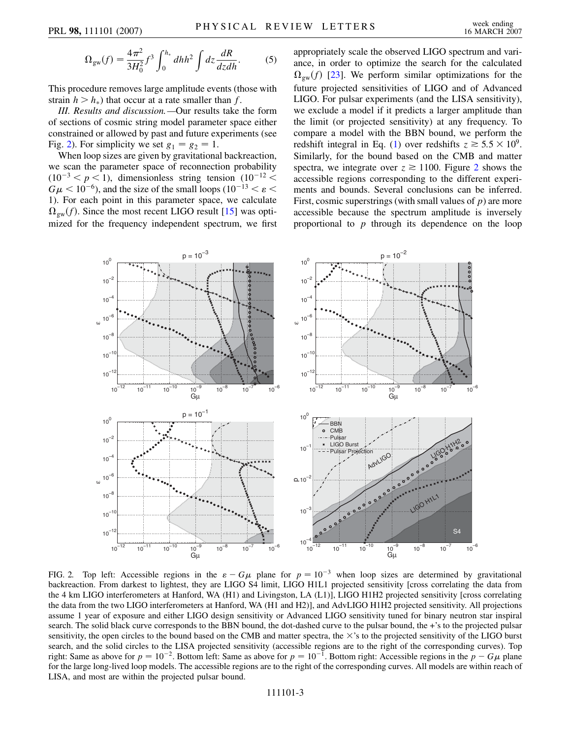$$\Omega_{\rm gw}(f) = \frac{4\pi^2}{3H_0^2} f^3 \int_0^{h_*} dh h^2 \int dz \frac{dR}{dz dh}. \qquad (5)$$

This procedure removes large amplitude events (those with strain $h > h_*$) that occur at a rate smaller than $f$.

*III. Results and discussion.*—Our results take the form of sections of cosmic string model parameter space either constrained or allowed by past and future experiments (see Fig. 2). For simplicity we set $g_1 = g_2 = 1$.

When loop sizes are given by gravitational backreaction, we scan the parameter space of reconnection probability ($10^{-3} < p < 1$), dimensionless string tension ($10^{-12} < G\mu < 10^{-6}$), and the size of the small loops ($10^{-13} < \varepsilon < 1$). For each point in this parameter space, we calculate $\Omega_{\rm gw}(f)$. Since the most recent LIGO result [15] was optimized for the frequency independent spectrum, we first appropriately scale the observed LIGO spectrum and variance, in order to optimize the search for the calculated $\Omega_{\rm gw}(f)$ [23]. We perform similar optimizations for the future projected sensitivities of LIGO and of Advanced LIGO. For pulsar experiments (and the LISA sensitivity), we exclude a model if it predicts a larger amplitude than the limit (or projected sensitivity) at any frequency. To compare a model with the BBN bound, we perform the redshift integral in Eq. (1) over redshifts $z \gtrsim 5.5 \times 10^9$. Similarly, for the bound based on the CMB and matter spectra, we integrate over $z \gtrsim 1100$. Figure 2 shows the accessible regions corresponding to the different experiments and bounds. Several conclusions can be inferred. First, cosmic superstrings (with small values of $p$) are more accessible because the spectrum amplitude is inversely proportional to $p$ through its dependence on the loop

FIG. 2. Top left: Accessible regions in the $\varepsilon - G\mu$ plane for $p = 10^{-3}$ when loop sizes are determined by gravitational backreaction. From darkest to lightest, they are LIGO S4 limit, LIGO H1L1 projected sensitivity [cross correlating the data from the 4 km LIGO interferometers at Hanford, WA (H1) and Livingston, LA (L1)], LIGO H1H2 projected sensitivity [cross correlating the data from the two LIGO interferometers at Hanford, WA (H1 and H2)], and AdvLIGO H1H2 projected sensitivity. All projections assume 1 year of exposure and either LIGO design sensitivity or Advanced LIGO sensitivity tuned for binary neutron star inspiral search. The solid black curve corresponds to the BBN bound, the dot-dashed curve to the pulsar bound, the +'s to the projected pulsar sensitivity, the open circles to the bound based on the CMB and matter spectra, the $\times$'s to the projected sensitivity of the LIGO burst search, and the solid circles to the LISA projected sensitivity (accessible regions are to the right of the corresponding curves). Top right: Same as above for $p = 10^{-2}$. Bottom left: Same as above for $p = 10^{-1}$. Bottom right: Accessible regions in the $p - G\mu$ plane for the large long-lived loop models. The accessible regions are to the right of the corresponding curves. All models are within reach of LISA, and most are within the projected pulsar bound.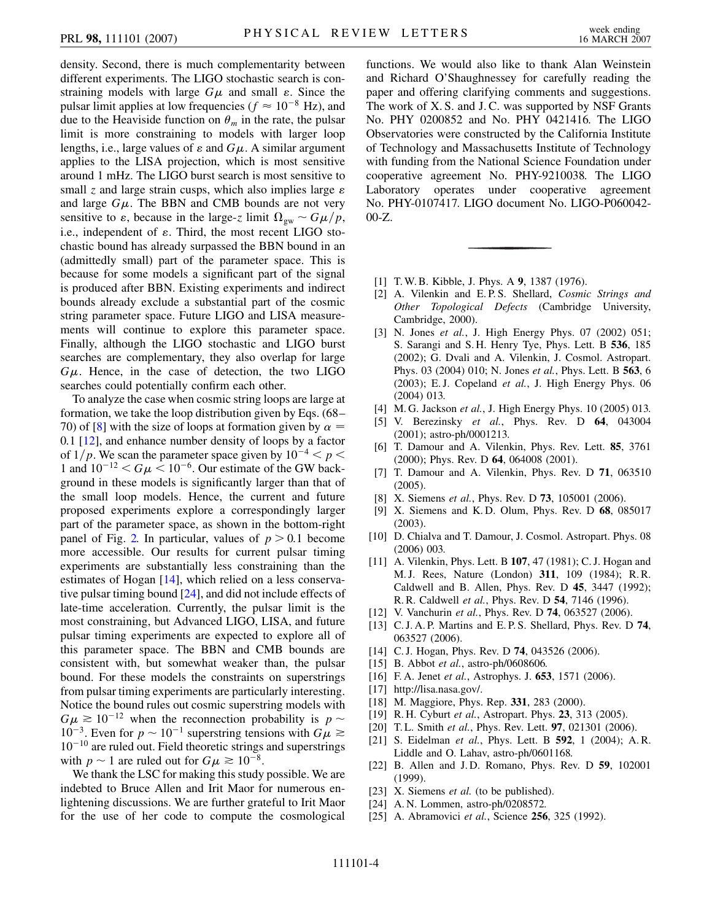density. Second, there is much complementarity between different experiments. The LIGO stochastic search is constraining models with large $G\mu$ and small $\varepsilon$. Since the pulsar limit applies at low frequencies ($f \approx 10^{-8}$ Hz), and due to the Heaviside function on $\theta_m$ in the rate, the pulsar limit is more constraining to models with larger loop lengths, i.e., large values of $\varepsilon$ and $G\mu$. A similar argument applies to the LISA projection, which is most sensitive around 1 mHz. The LIGO burst search is most sensitive to small $z$ and large strain cusps, which also implies large $\varepsilon$ and large $G\mu$. The BBN and CMB bounds are not very sensitive to $\varepsilon$, because in the large-$z$ limit $\Omega_{\rm gw} \sim G\mu/p$, i.e., independent of $\varepsilon$. Third, the most recent LIGO stochastic bound has already surpassed the BBN bound in an (admittedly small) part of the parameter space. This is because for some models a significant part of the signal is produced after BBN. Existing experiments and indirect bounds already exclude a substantial part of the cosmic string parameter space. Future LIGO and LISA measurements will continue to explore this parameter space. Finally, although the LIGO stochastic and LIGO burst searches are complementary, they also overlap for large $G\mu$. Hence, in the case of detection, the two LIGO searches could potentially confirm each other.

To analyze the case when cosmic string loops are large at formation, we take the loop distribution given by Eqs. (68–70) of [8] with the size of loops at formation given by $\alpha = 0.1$ [12], and enhance number density of loops by a factor of $1/p$. We scan the parameter space given by $10^{-4} < p < 1$ and $10^{-12} < G\mu < 10^{-6}$. Our estimate of the GW background in these models is significantly larger than that of the small loop models. Hence, the current and future proposed experiments explore a correspondingly larger part of the parameter space, as shown in the bottom-right panel of Fig. 2. In particular, values of $p > 0.1$ become more accessible. Our results for current pulsar timing experiments are substantially less constraining than the estimates of Hogan [14], which relied on a less conservative pulsar timing bound [24], and did not include effects of late-time acceleration. Currently, the pulsar limit is the most constraining, but Advanced LIGO, LISA, and future pulsar timing experiments are expected to explore all of this parameter space. The BBN and CMB bounds are consistent with, but somewhat weaker than, the pulsar bound. For these models the constraints on superstrings from pulsar timing experiments are particularly interesting. Notice the bound rules out cosmic superstring models with $G\mu \gtrsim 10^{-12}$ when the reconnection probability is $p \sim 10^{-3}$. Even for $p \sim 10^{-1}$ superstring tensions with $G\mu \gtrsim 10^{-10}$ are ruled out. Field theoretic strings and superstrings with $p \sim 1$ are ruled out for $G\mu \gtrsim 10^{-8}$.

We thank the LSC for making this study possible. We are indebted to Bruce Allen and Irit Maor for numerous enlightening discussions. We are further grateful to Irit Maor for the use of her code to compute the cosmological functions. We would also like to thank Alan Weinstein and Richard O'Shaughnessey for carefully reading the paper and offering clarifying comments and suggestions. The work of X. S. and J. C. was supported by NSF Grants No. PHY 0200852 and No. PHY 0421416. The LIGO Observatories were constructed by the California Institute of Technology and Massachusetts Institute of Technology with funding from the National Science Foundation under cooperative agreement No. PHY-9210038. The LIGO Laboratory operates under cooperative agreement No. PHY-0107417. LIGO document No. LIGO-P060042-00-Z.

---

[1] T. W. B. Kibble, J. Phys. A **9**, 1387 (1976).

[2] A. Vilenkin and E. P. S. Shellard, *Cosmic Strings and Other Topological Defects* (Cambridge University, Cambridge, 2000).

[3] N. Jones *et al.*, J. High Energy Phys. 07 (2002) 051; S. Sarangi and S. H. Henry Tye, Phys. Lett. B **536**, 185 (2002); G. Dvali and A. Vilenkin, J. Cosmol. Astropart. Phys. 03 (2004) 010; N. Jones *et al.*, Phys. Lett. B **563**, 6 (2003); E. J. Copeland *et al.*, J. High Energy Phys. 06 (2004) 013.

[4] M. G. Jackson *et al.*, J. High Energy Phys. 10 (2005) 013.

[5] V. Berezinsky *et al.*, Phys. Rev. D **64**, 043004 (2001); astro-ph/0001213.

[6] T. Damour and A. Vilenkin, Phys. Rev. Lett. **85**, 3761 (2000); Phys. Rev. D **64**, 064008 (2001).

[7] T. Damour and A. Vilenkin, Phys. Rev. D **71**, 063510 (2005).

[8] X. Siemens *et al.*, Phys. Rev. D **73**, 105001 (2006).

[9] X. Siemens and K. D. Olum, Phys. Rev. D **68**, 085017 (2003).

[10] D. Chialva and T. Damour, J. Cosmol. Astropart. Phys. 08 (2006) 003.

[11] A. Vilenkin, Phys. Lett. B **107**, 47 (1981); C. J. Hogan and M. J. Rees, Nature (London) **311**, 109 (1984); R. R. Caldwell and B. Allen, Phys. Rev. D **45**, 3447 (1992); R. R. Caldwell *et al.*, Phys. Rev. D **54**, 7146 (1996).

[12] V. Vanchurin *et al.*, Phys. Rev. D **74**, 063527 (2006).

[13] C. J. A. P. Martins and E. P. S. Shellard, Phys. Rev. D **74**, 063527 (2006).

[14] C. J. Hogan, Phys. Rev. D **74**, 043526 (2006).

[15] B. Abbot *et al.*, astro-ph/0608606.

[16] F. A. Jenet *et al.*, Astrophys. J. **653**, 1571 (2006).

[17] http://lisa.nasa.gov/.

[18] M. Maggiore, Phys. Rep. **331**, 283 (2000).

[19] R. H. Cyburt *et al.*, Astropart. Phys. **23**, 313 (2005).

[20] T. L. Smith *et al.*, Phys. Rev. Lett. **97**, 021301 (2006).

[21] S. Eidelman *et al.*, Phys. Lett. B **592**, 1 (2004); A. R. Liddle and O. Lahav, astro-ph/0601168.

[22] B. Allen and J. D. Romano, Phys. Rev. D **59**, 102001 (1999).

[23] X. Siemens *et al.* (to be published).

[24] A. N. Lommen, astro-ph/0208572.

[25] A. Abramovici *et al.*, Science **256**, 325 (1992).